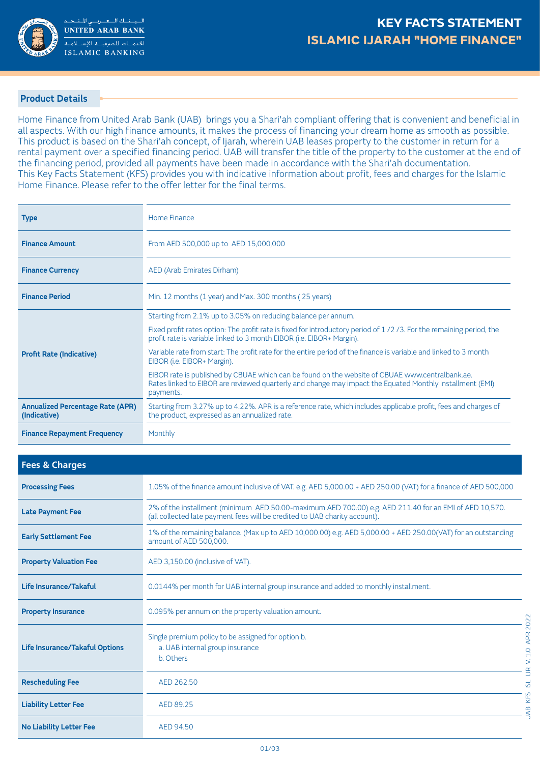# KEY FACTS STATEMENT
# ISLAMIC IJARAH "HOME FINANCE"

## Product Details

Home Finance from United Arab Bank (UAB) brings you a Shari'ah compliant offering that is convenient and beneficial in all aspects. With our high finance amounts, it makes the process of financing your dream home as smooth as possible. This product is based on the Shari'ah concept, of Ijarah, wherein UAB leases property to the customer in return for a rental payment over a specified financing period. UAB will transfer the title of the property to the customer at the end of the financing period, provided all payments have been made in accordance with the Shari'ah documentation.
This Key Facts Statement (KFS) provides you with indicative information about profit, fees and charges for the Islamic Home Finance. Please refer to the offer letter for the final terms.

| | |
|---|---|
| **Type** | Home Finance |
| **Finance Amount** | From AED 500,000 up to AED 15,000,000 |
| **Finance Currency** | AED (Arab Emirates Dirham) |
| **Finance Period** | Min. 12 months (1 year) and Max. 300 months ( 25 years) |
| **Profit Rate (Indicative)** | Starting from 2.1% up to 3.05% on reducing balance per annum.<br><br>Fixed profit rates option: The profit rate is fixed for introductory period of 1 /2 /3. For the remaining period, the profit rate is variable linked to 3 month EIBOR (i.e. EIBOR+ Margin).<br><br>Variable rate from start: The profit rate for the entire period of the finance is variable and linked to 3 month EIBOR (i.e. EIBOR+ Margin).<br><br>EIBOR rate is published by CBUAE which can be found on the website of CBUAE www.centralbank.ae. Rates linked to EIBOR are reviewed quarterly and change may impact the Equated Monthly Installment (EMI) payments. |
| **Annualized Percentage Rate (APR) (Indicative)** | Starting from 3.27% up to 4.22%. APR is a reference rate, which includes applicable profit, fees and charges of the product, expressed as an annualized rate. |
| **Finance Repayment Frequency** | Monthly |

| Fees & Charges | |
|---|---|
| **Processing Fees** | 1.05% of the finance amount inclusive of VAT. e.g. AED 5,000.00 + AED 250.00 (VAT) for a finance of AED 500,000 |
| **Late Payment Fee** | 2% of the installment (minimum AED 50.00-maximum AED 700.00) e.g. AED 211.40 for an EMI of AED 10,570. (all collected late payment fees will be credited to UAB charity account). |
| **Early Settlement Fee** | 1% of the remaining balance. (Max up to AED 10,000.00) e.g. AED 5,000.00 + AED 250.00(VAT) for an outstanding amount of AED 500,000. |
| **Property Valuation Fee** | AED 3,150.00 (inclusive of VAT). |
| **Life Insurance/Takaful** | 0.0144% per month for UAB internal group insurance and added to monthly installment. |
| **Property Insurance** | 0.095% per annum on the property valuation amount. |
| **Life Insurance/Takaful Options** | Single premium policy to be assigned for option b.<br>a. UAB internal group insurance<br>b. Others |
| **Rescheduling Fee** | AED 262.50 |
| **Liability Letter Fee** | AED 89.25 |
| **No Liability Letter Fee** | AED 94.50 |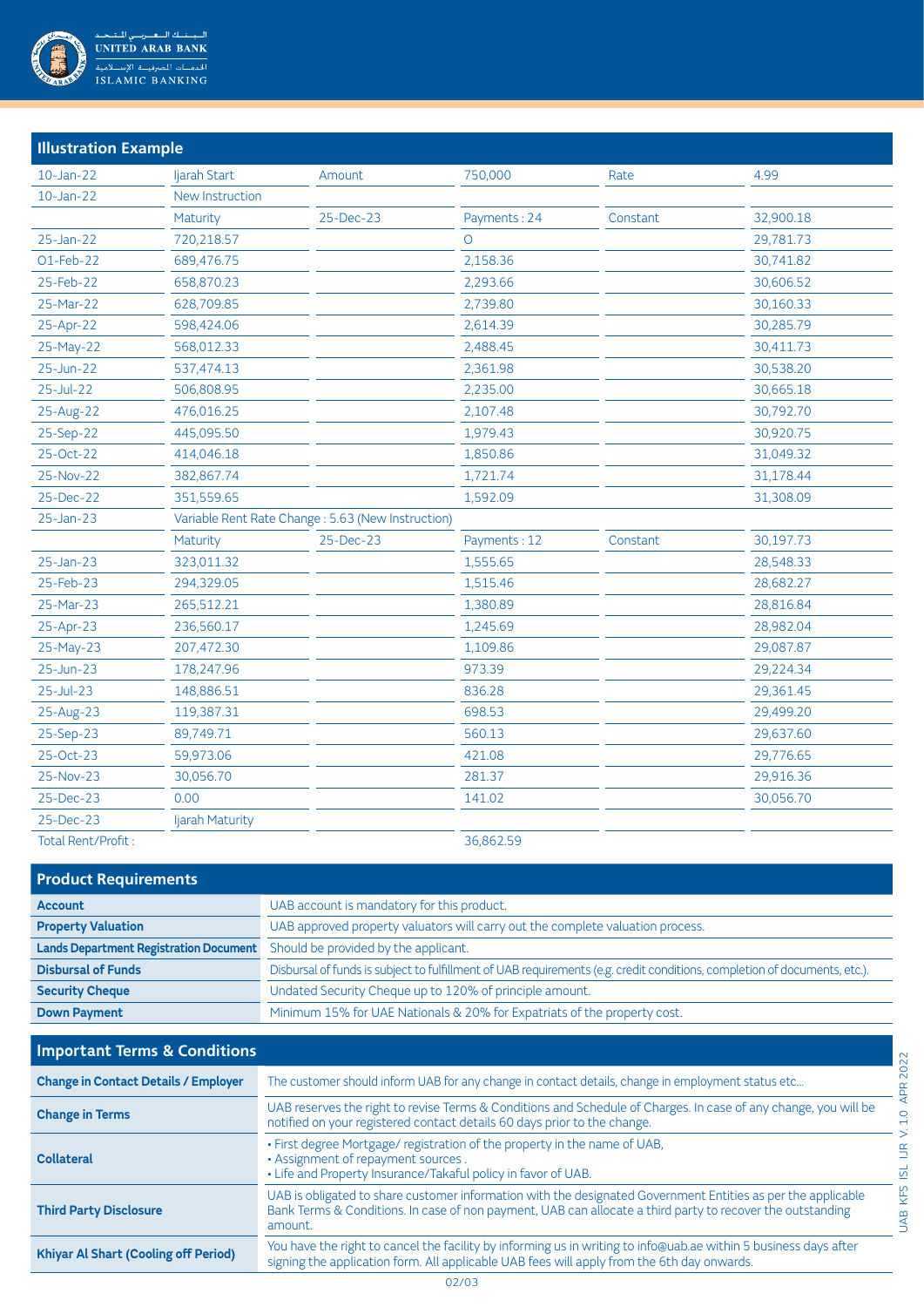## Illustration Example

| | | | | | |
|---|---|---|---|---|---|
| 10-Jan-22 | Ijarah Start | Amount | 750,000 | Rate | 4.99 |
| 10-Jan-22 | New Instruction | | | | |
| | Maturity | 25-Dec-23 | Payments : 24 | Constant | 32,900.18 |
| 25-Jan-22 | 720,218.57 | | 0 | | 29,781.73 |
| 01-Feb-22 | 689,476.75 | | 2,158.36 | | 30,741.82 |
| 25-Feb-22 | 658,870.23 | | 2,293.66 | | 30,606.52 |
| 25-Mar-22 | 628,709.85 | | 2,739.80 | | 30,160.33 |
| 25-Apr-22 | 598,424.06 | | 2,614.39 | | 30,285.79 |
| 25-May-22 | 568,012.33 | | 2,488.45 | | 30,411.73 |
| 25-Jun-22 | 537,474.13 | | 2,361.98 | | 30,538.20 |
| 25-Jul-22 | 506,808.95 | | 2,235.00 | | 30,665.18 |
| 25-Aug-22 | 476,016.25 | | 2,107.48 | | 30,792.70 |
| 25-Sep-22 | 445,095.50 | | 1,979.43 | | 30,920.75 |
| 25-Oct-22 | 414,046.18 | | 1,850.86 | | 31,049.32 |
| 25-Nov-22 | 382,867.74 | | 1,721.74 | | 31,178.44 |
| 25-Dec-22 | 351,559.65 | | 1,592.09 | | 31,308.09 |
| 25-Jan-23 | Variable Rent Rate Change : 5.63 (New Instruction) | | | | |
| | Maturity | 25-Dec-23 | Payments : 12 | Constant | 30,197.73 |
| 25-Jan-23 | 323,011.32 | | 1,555.65 | | 28,548.33 |
| 25-Feb-23 | 294,329.05 | | 1,515.46 | | 28,682.27 |
| 25-Mar-23 | 265,512.21 | | 1,380.89 | | 28,816.84 |
| 25-Apr-23 | 236,560.17 | | 1,245.69 | | 28,982.04 |
| 25-May-23 | 207,472.30 | | 1,109.86 | | 29,087.87 |
| 25-Jun-23 | 178,247.96 | | 973.39 | | 29,224.34 |
| 25-Jul-23 | 148,886.51 | | 836.28 | | 29,361.45 |
| 25-Aug-23 | 119,387.31 | | 698.53 | | 29,499.20 |
| 25-Sep-23 | 89,749.71 | | 560.13 | | 29,637.60 |
| 25-Oct-23 | 59,973.06 | | 421.08 | | 29,776.65 |
| 25-Nov-23 | 30,056.70 | | 281.37 | | 29,916.36 |
| 25-Dec-23 | 0.00 | | 141.02 | | 30,056.70 |
| 25-Dec-23 | Ijarah Maturity | | | | |
| Total Rent/Profit : | | | 36,862.59 | | |

## Product Requirements

| | |
|---|---|
| **Account** | UAB account is mandatory for this product. |
| **Property Valuation** | UAB approved property valuators will carry out the complete valuation process. |
| **Lands Department Registration Document** | Should be provided by the applicant. |
| **Disbursal of Funds** | Disbursal of funds is subject to fulfillment of UAB requirements (e.g. credit conditions, completion of documents, etc.). |
| **Security Cheque** | Undated Security Cheque up to 120% of principle amount. |
| **Down Payment** | Minimum 15% for UAE Nationals & 20% for Expatriats of the property cost. |

## Important Terms & Conditions

| | |
|---|---|
| **Change in Contact Details / Employer** | The customer should inform UAB for any change in contact details, change in employment status etc... |
| **Change in Terms** | UAB reserves the right to revise Terms & Conditions and Schedule of Charges. In case of any change, you will be notified on your registered contact details 60 days prior to the change. |
| **Collateral** | • First degree Mortgage/ registration of the property in the name of UAB, • Assignment of repayment sources . • Life and Property Insurance/Takaful policy in favor of UAB. |
| **Third Party Disclosure** | UAB is obligated to share customer information with the designated Government Entities as per the applicable Bank Terms & Conditions. In case of non payment, UAB can allocate a third party to recover the outstanding amount. |
| **Khiyar Al Shart (Cooling off Period)** | You have the right to cancel the facility by informing us in writing to info@uab.ae within 5 business days after signing the application form. All applicable UAB fees will apply from the 6th day onwards. |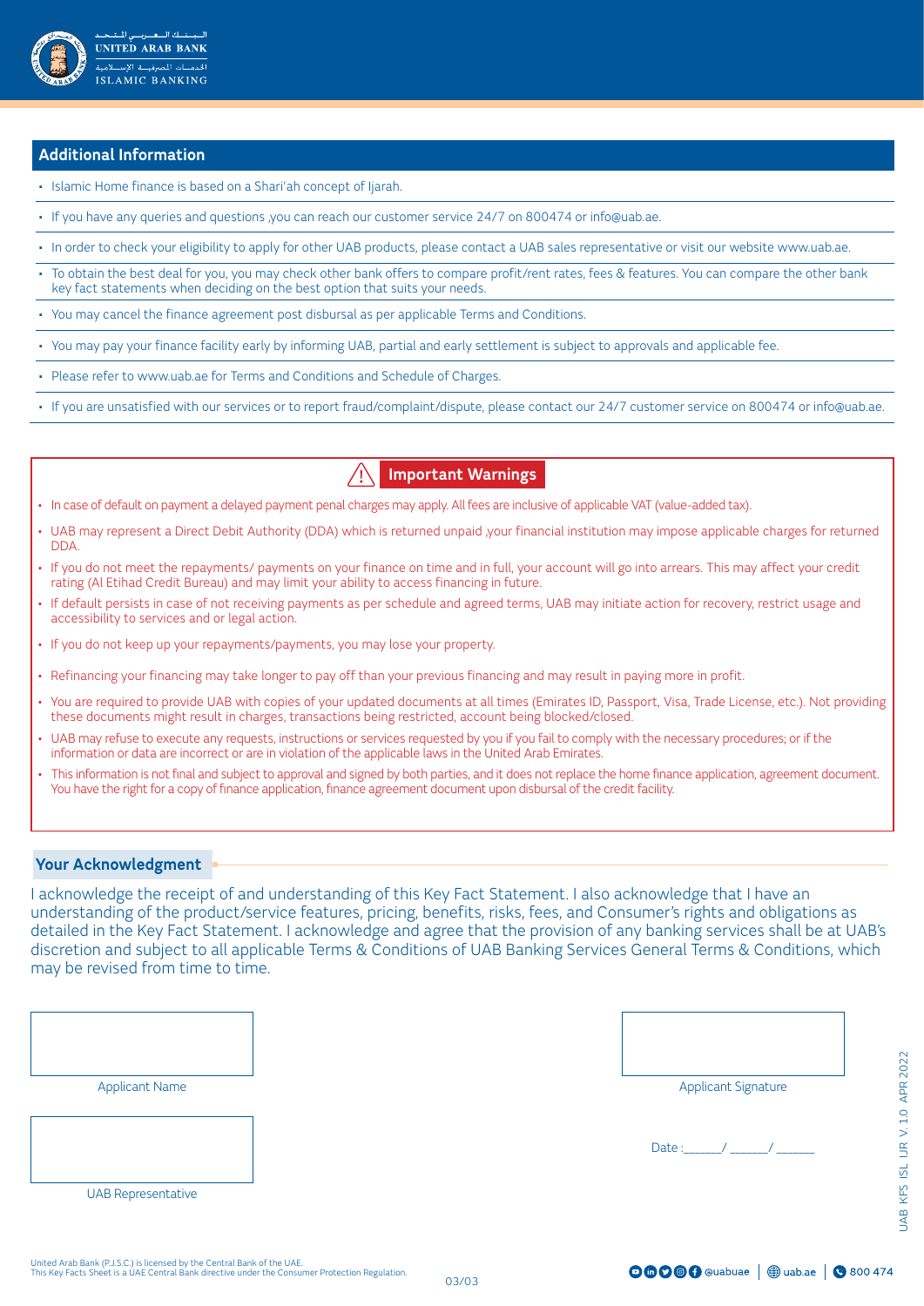## Additional Information

- Islamic Home finance is based on a Shari'ah concept of Ijarah.
- If you have any queries and questions ,you can reach our customer service 24/7 on 800474 or info@uab.ae.
- In order to check your eligibility to apply for other UAB products, please contact a UAB sales representative or visit our website www.uab.ae.
- To obtain the best deal for you, you may check other bank offers to compare profit/rent rates, fees & features. You can compare the other bank key fact statements when deciding on the best option that suits your needs.
- You may cancel the finance agreement post disbursal as per applicable Terms and Conditions.
- You may pay your finance facility early by informing UAB, partial and early settlement is subject to approvals and applicable fee.
- Please refer to www.uab.ae for Terms and Conditions and Schedule of Charges.
- If you are unsatisfied with our services or to report fraud/complaint/dispute, please contact our 24/7 customer service on 800474 or info@uab.ae.

## Important Warnings

- In case of default on payment a delayed payment penal charges may apply. All fees are inclusive of applicable VAT (value-added tax).
- UAB may represent a Direct Debit Authority (DDA) which is returned unpaid ,your financial institution may impose applicable charges for returned DDA.
- If you do not meet the repayments/ payments on your finance on time and in full, your account will go into arrears. This may affect your credit rating (Al Etihad Credit Bureau) and may limit your ability to access financing in future.
- If default persists in case of not receiving payments as per schedule and agreed terms, UAB may initiate action for recovery, restrict usage and accessibility to services and or legal action.
- If you do not keep up your repayments/payments, you may lose your property.
- Refinancing your financing may take longer to pay off than your previous financing and may result in paying more in profit.
- You are required to provide UAB with copies of your updated documents at all times (Emirates ID, Passport, Visa, Trade License, etc.). Not providing these documents might result in charges, transactions being restricted, account being blocked/closed.
- UAB may refuse to execute any requests, instructions or services requested by you if you fail to comply with the necessary procedures; or if the information or data are incorrect or are in violation of the applicable laws in the United Arab Emirates.
- This information is not final and subject to approval and signed by both parties, and it does not replace the home finance application, agreement document. You have the right for a copy of finance application, finance agreement document upon disbursal of the credit facility.

## Your Acknowledgment

I acknowledge the receipt of and understanding of this Key Fact Statement. I also acknowledge that I have an understanding of the product/service features, pricing, benefits, risks, fees, and Consumer's rights and obligations as detailed in the Key Fact Statement. I acknowledge and agree that the provision of any banking services shall be at UAB's discretion and subject to all applicable Terms & Conditions of UAB Banking Services General Terms & Conditions, which may be revised from time to time.

Applicant Name

Applicant Signature

UAB Representative

Date :______/ ______/ ______

UAB KFS ISL IJR V. 1.0 APR 2022

United Arab Bank (P.J.S.C.) is licensed by the Central Bank of the UAE.
This Key Facts Sheet is a UAE Central Bank directive under the Consumer Protection Regulation.

@uabuae | uab.ae | 800 474